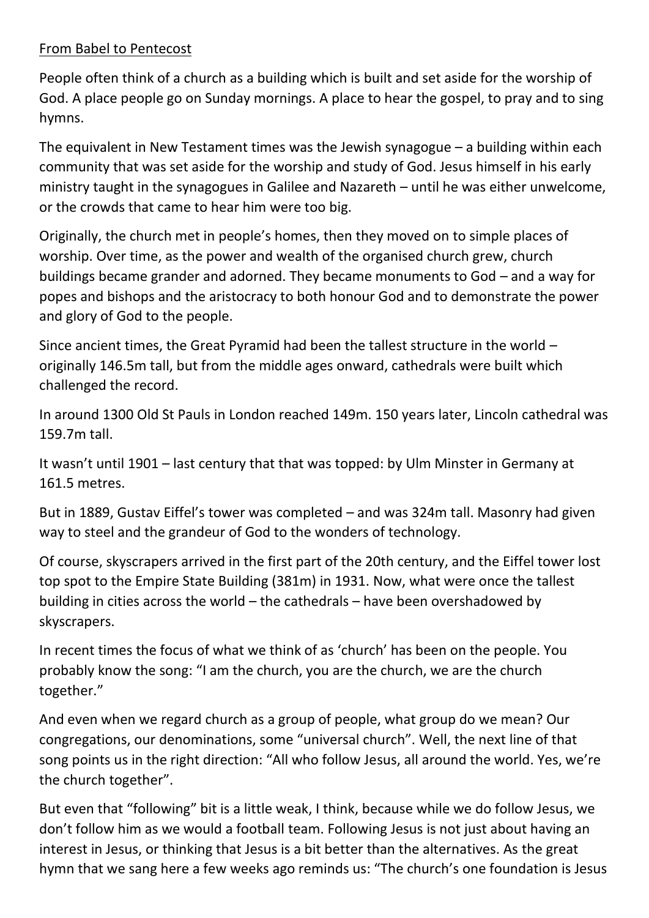From Babel to Pentecost

People often think of a church as a building which is built and set aside for the worship of God. A place people go on Sunday mornings. A place to hear the gospel, to pray and to sing hymns.

The equivalent in New Testament times was the Jewish synagogue – a building within each community that was set aside for the worship and study of God. Jesus himself in his early ministry taught in the synagogues in Galilee and Nazareth – until he was either unwelcome, or the crowds that came to hear him were too big.

Originally, the church met in people's homes, then they moved on to simple places of worship. Over time, as the power and wealth of the organised church grew, church buildings became grander and adorned. They became monuments to God – and a way for popes and bishops and the aristocracy to both honour God and to demonstrate the power and glory of God to the people.

Since ancient times, the Great Pyramid had been the tallest structure in the world – originally 146.5m tall, but from the middle ages onward, cathedrals were built which challenged the record.

In around 1300 Old St Pauls in London reached 149m. 150 years later, Lincoln cathedral was 159.7m tall.

It wasn't until 1901 – last century that that was topped: by Ulm Minster in Germany at 161.5 metres.

But in 1889, Gustav Eiffel's tower was completed – and was 324m tall. Masonry had given way to steel and the grandeur of God to the wonders of technology.

Of course, skyscrapers arrived in the first part of the 20th century, and the Eiffel tower lost top spot to the Empire State Building (381m) in 1931. Now, what were once the tallest building in cities across the world – the cathedrals – have been overshadowed by skyscrapers.

In recent times the focus of what we think of as 'church' has been on the people. You probably know the song: "I am the church, you are the church, we are the church together."

And even when we regard church as a group of people, what group do we mean? Our congregations, our denominations, some "universal church". Well, the next line of that song points us in the right direction: "All who follow Jesus, all around the world. Yes, we're the church together".

But even that "following" bit is a little weak, I think, because while we do follow Jesus, we don't follow him as we would a football team. Following Jesus is not just about having an interest in Jesus, or thinking that Jesus is a bit better than the alternatives. As the great hymn that we sang here a few weeks ago reminds us: "The church's one foundation is Jesus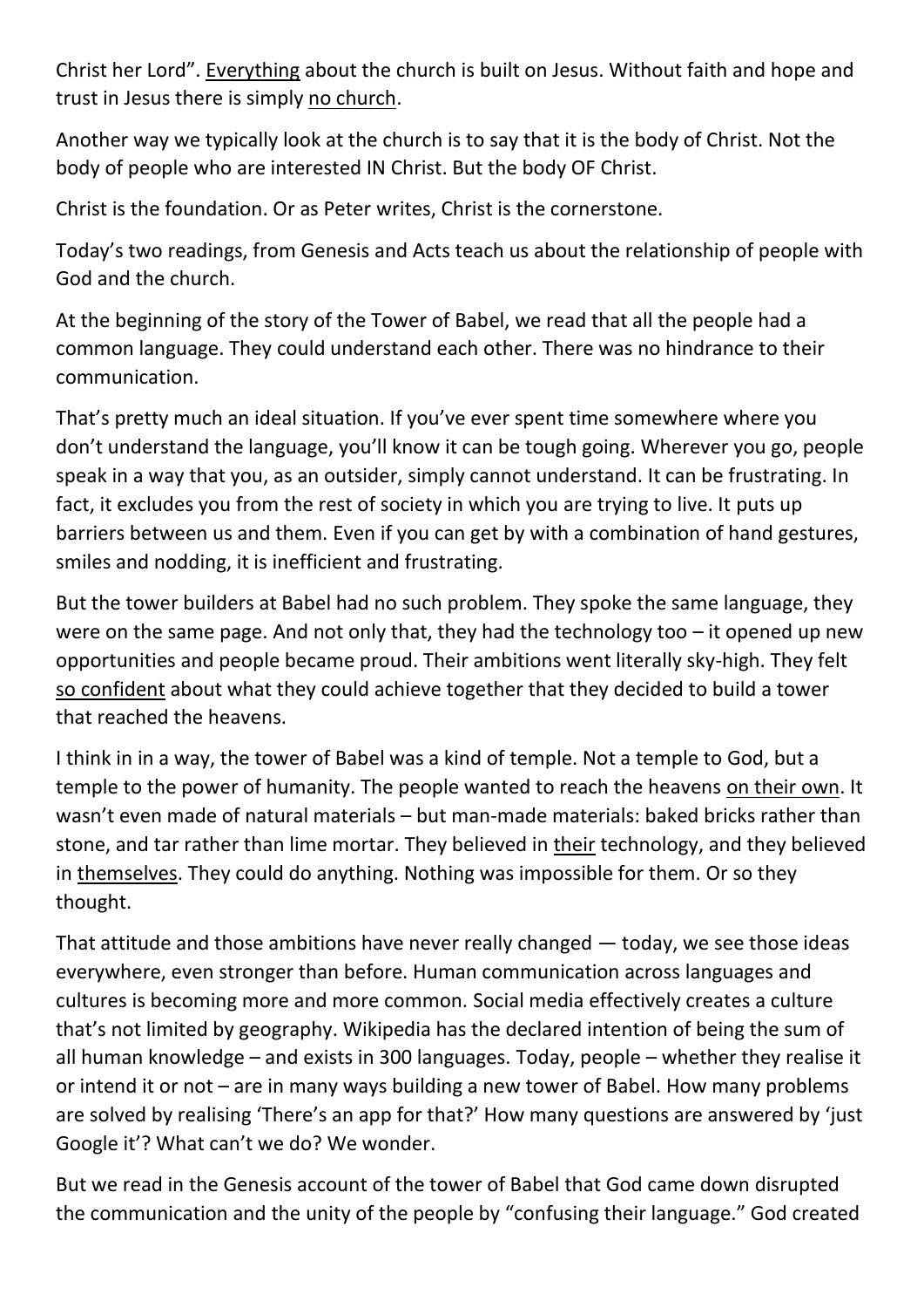Christ her Lord". Everything about the church is built on Jesus. Without faith and hope and trust in Jesus there is simply no church.

Another way we typically look at the church is to say that it is the body of Christ. Not the body of people who are interested IN Christ. But the body OF Christ.

Christ is the foundation. Or as Peter writes, Christ is the cornerstone.

Today's two readings, from Genesis and Acts teach us about the relationship of people with God and the church.

At the beginning of the story of the Tower of Babel, we read that all the people had a common language. They could understand each other. There was no hindrance to their communication.

That's pretty much an ideal situation. If you've ever spent time somewhere where you don't understand the language, you'll know it can be tough going. Wherever you go, people speak in a way that you, as an outsider, simply cannot understand. It can be frustrating. In fact, it excludes you from the rest of society in which you are trying to live. It puts up barriers between us and them. Even if you can get by with a combination of hand gestures, smiles and nodding, it is inefficient and frustrating.

But the tower builders at Babel had no such problem. They spoke the same language, they were on the same page. And not only that, they had the technology too – it opened up new opportunities and people became proud. Their ambitions went literally sky-high. They felt so confident about what they could achieve together that they decided to build a tower that reached the heavens.

I think in in a way, the tower of Babel was a kind of temple. Not a temple to God, but a temple to the power of humanity. The people wanted to reach the heavens on their own. It wasn't even made of natural materials – but man-made materials: baked bricks rather than stone, and tar rather than lime mortar. They believed in their technology, and they believed in themselves. They could do anything. Nothing was impossible for them. Or so they thought.

That attitude and those ambitions have never really changed — today, we see those ideas everywhere, even stronger than before. Human communication across languages and cultures is becoming more and more common. Social media effectively creates a culture that's not limited by geography. Wikipedia has the declared intention of being the sum of all human knowledge – and exists in 300 languages. Today, people – whether they realise it or intend it or not – are in many ways building a new tower of Babel. How many problems are solved by realising 'There's an app for that?' How many questions are answered by 'just Google it'? What can't we do? We wonder.

But we read in the Genesis account of the tower of Babel that God came down disrupted the communication and the unity of the people by "confusing their language." God created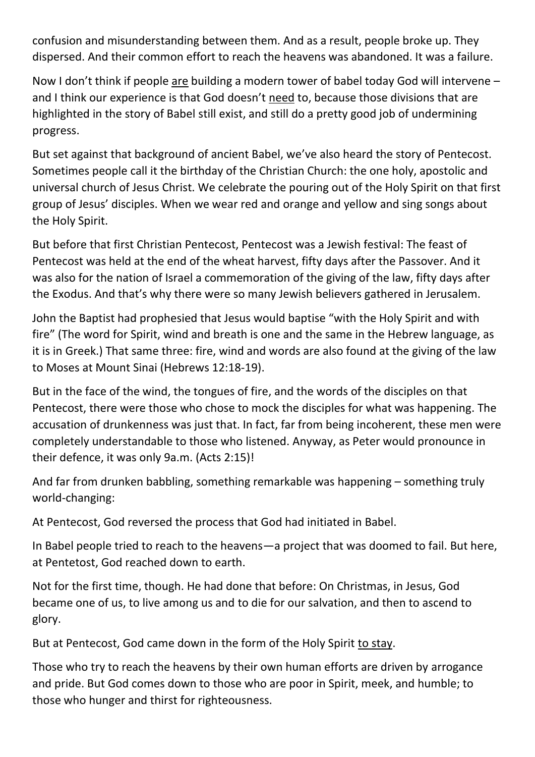confusion and misunderstanding between them. And as a result, people broke up. They dispersed. And their common effort to reach the heavens was abandoned. It was a failure.

Now I don't think if people <u>are</u> building a modern tower of babel today God will intervene – and I think our experience is that God doesn't <u>need</u> to, because those divisions that are highlighted in the story of Babel still exist, and still do a pretty good job of undermining progress.

But set against that background of ancient Babel, we've also heard the story of Pentecost. Sometimes people call it the birthday of the Christian Church: the one holy, apostolic and universal church of Jesus Christ. We celebrate the pouring out of the Holy Spirit on that first group of Jesus' disciples. When we wear red and orange and yellow and sing songs about the Holy Spirit.

But before that first Christian Pentecost, Pentecost was a Jewish festival: The feast of Pentecost was held at the end of the wheat harvest, fifty days after the Passover. And it was also for the nation of Israel a commemoration of the giving of the law, fifty days after the Exodus. And that's why there were so many Jewish believers gathered in Jerusalem.

John the Baptist had prophesied that Jesus would baptise "with the Holy Spirit and with fire" (The word for Spirit, wind and breath is one and the same in the Hebrew language, as it is in Greek.) That same three: fire, wind and words are also found at the giving of the law to Moses at Mount Sinai (Hebrews 12:18-19).

But in the face of the wind, the tongues of fire, and the words of the disciples on that Pentecost, there were those who chose to mock the disciples for what was happening. The accusation of drunkenness was just that. In fact, far from being incoherent, these men were completely understandable to those who listened. Anyway, as Peter would pronounce in their defence, it was only 9a.m. (Acts 2:15)!

And far from drunken babbling, something remarkable was happening – something truly world-changing:

At Pentecost, God reversed the process that God had initiated in Babel.

In Babel people tried to reach to the heavens—a project that was doomed to fail. But here, at Pentetost, God reached down to earth.

Not for the first time, though. He had done that before: On Christmas, in Jesus, God became one of us, to live among us and to die for our salvation, and then to ascend to glory.

But at Pentecost, God came down in the form of the Holy Spirit <u>to stay</u>.

Those who try to reach the heavens by their own human efforts are driven by arrogance and pride. But God comes down to those who are poor in Spirit, meek, and humble; to those who hunger and thirst for righteousness.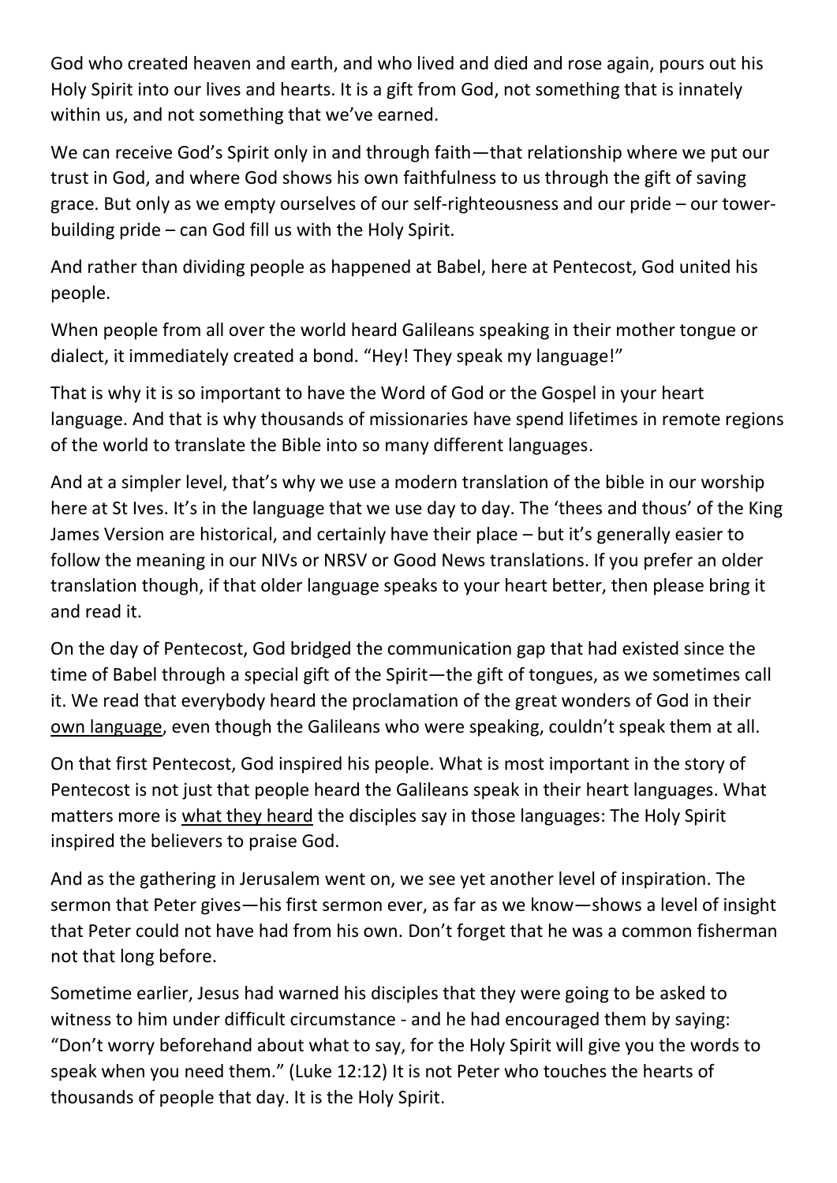God who created heaven and earth, and who lived and died and rose again, pours out his Holy Spirit into our lives and hearts. It is a gift from God, not something that is innately within us, and not something that we've earned.

We can receive God's Spirit only in and through faith—that relationship where we put our trust in God, and where God shows his own faithfulness to us through the gift of saving grace. But only as we empty ourselves of our self-righteousness and our pride – our tower-building pride – can God fill us with the Holy Spirit.

And rather than dividing people as happened at Babel, here at Pentecost, God united his people.

When people from all over the world heard Galileans speaking in their mother tongue or dialect, it immediately created a bond. "Hey! They speak my language!"

That is why it is so important to have the Word of God or the Gospel in your heart language. And that is why thousands of missionaries have spend lifetimes in remote regions of the world to translate the Bible into so many different languages.

And at a simpler level, that's why we use a modern translation of the bible in our worship here at St Ives. It's in the language that we use day to day. The 'thees and thous' of the King James Version are historical, and certainly have their place – but it's generally easier to follow the meaning in our NIVs or NRSV or Good News translations. If you prefer an older translation though, if that older language speaks to your heart better, then please bring it and read it.

On the day of Pentecost, God bridged the communication gap that had existed since the time of Babel through a special gift of the Spirit—the gift of tongues, as we sometimes call it. We read that everybody heard the proclamation of the great wonders of God in their <u>own language</u>, even though the Galileans who were speaking, couldn't speak them at all.

On that first Pentecost, God inspired his people. What is most important in the story of Pentecost is not just that people heard the Galileans speak in their heart languages. What matters more is <u>what they heard</u> the disciples say in those languages: The Holy Spirit inspired the believers to praise God.

And as the gathering in Jerusalem went on, we see yet another level of inspiration. The sermon that Peter gives—his first sermon ever, as far as we know—shows a level of insight that Peter could not have had from his own. Don't forget that he was a common fisherman not that long before.

Sometime earlier, Jesus had warned his disciples that they were going to be asked to witness to him under difficult circumstance - and he had encouraged them by saying: "Don't worry beforehand about what to say, for the Holy Spirit will give you the words to speak when you need them." (Luke 12:12) It is not Peter who touches the hearts of thousands of people that day. It is the Holy Spirit.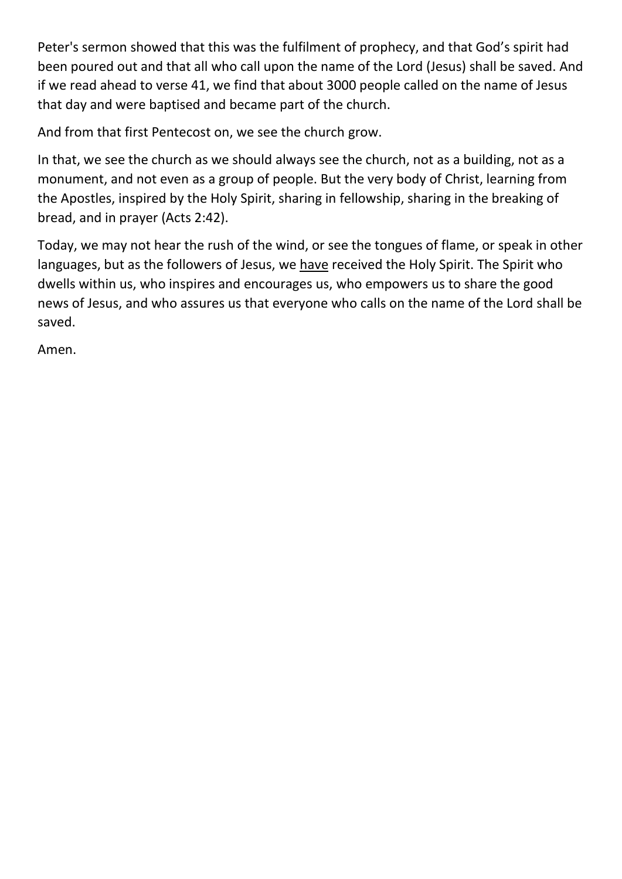Peter's sermon showed that this was the fulfilment of prophecy, and that God's spirit had been poured out and that all who call upon the name of the Lord (Jesus) shall be saved. And if we read ahead to verse 41, we find that about 3000 people called on the name of Jesus that day and were baptised and became part of the church.

And from that first Pentecost on, we see the church grow.

In that, we see the church as we should always see the church, not as a building, not as a monument, and not even as a group of people. But the very body of Christ, learning from the Apostles, inspired by the Holy Spirit, sharing in fellowship, sharing in the breaking of bread, and in prayer (Acts 2:42).

Today, we may not hear the rush of the wind, or see the tongues of flame, or speak in other languages, but as the followers of Jesus, we <u>have</u> received the Holy Spirit. The Spirit who dwells within us, who inspires and encourages us, who empowers us to share the good news of Jesus, and who assures us that everyone who calls on the name of the Lord shall be saved.

Amen.